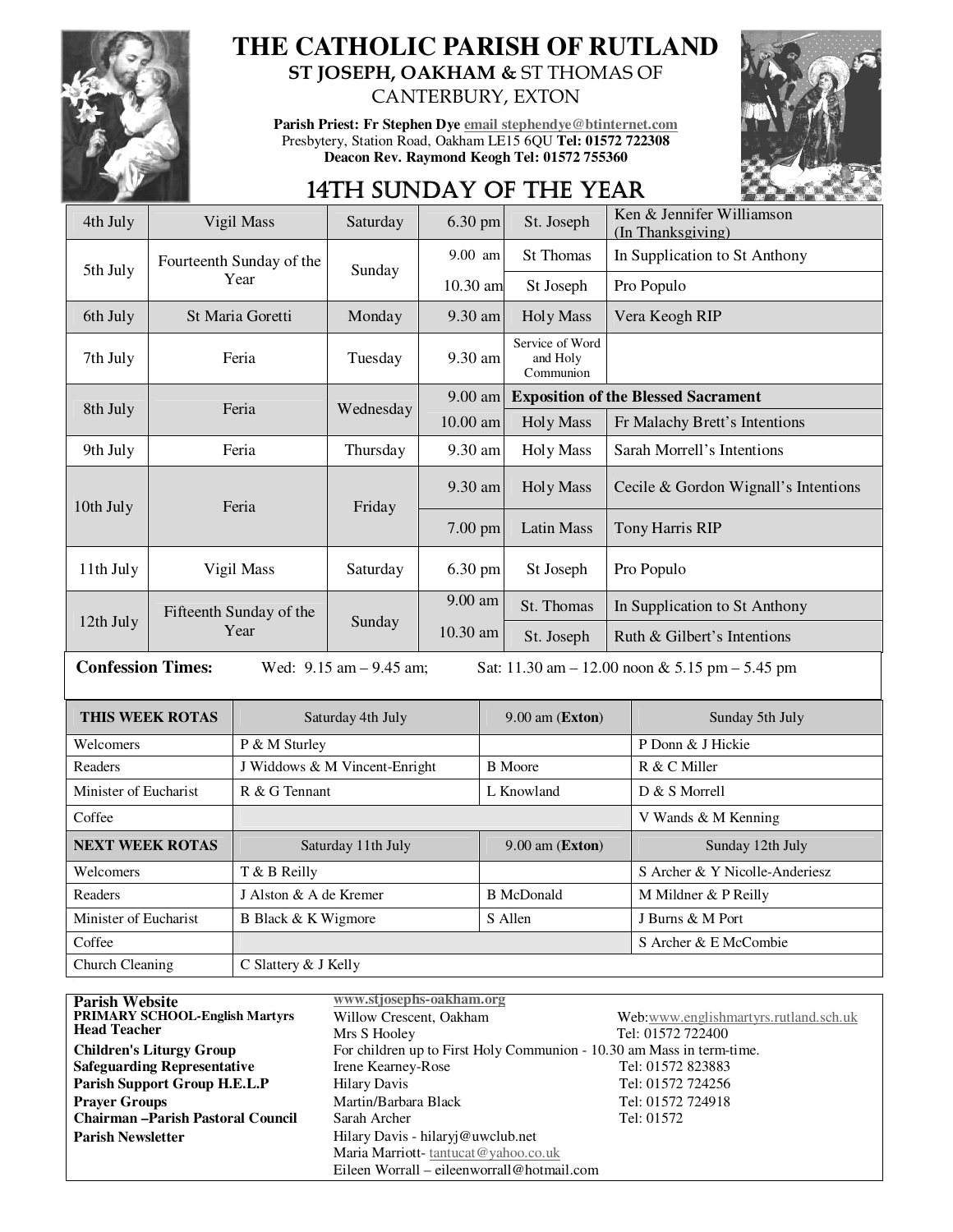# THE CATHOLIC PARISH OF RUTLAND

## ST JOSEPH, OAKHAM & ST THOMAS OF CANTERBURY, EXTON

**Parish Priest: Fr Stephen Dye** email stephendye@btinternet.com
Presbytery, Station Road, Oakham LE15 6QU **Tel: 01572 722308**
**Deacon Rev. Raymond Keogh Tel: 01572 755360**

## 14TH SUNDAY OF THE YEAR

| | | | | | |
|---|---|---|---|---|---|
| 4th July | Vigil Mass | Saturday | 6.30 pm | St. Joseph | Ken & Jennifer Williamson (In Thanksgiving) |
| 5th July | Fourteenth Sunday of the Year | Sunday | 9.00 am | St Thomas | In Supplication to St Anthony |
| | | | 10.30 am | St Joseph | Pro Populo |
| 6th July | St Maria Goretti | Monday | 9.30 am | Holy Mass | Vera Keogh RIP |
| 7th July | Feria | Tuesday | 9.30 am | Service of Word and Holy Communion | |
| 8th July | Feria | Wednesday | 9.00 am | **Exposition of the Blessed Sacrament** | |
| | | | 10.00 am | Holy Mass | Fr Malachy Brett's Intentions |
| 9th July | Feria | Thursday | 9.30 am | Holy Mass | Sarah Morrell's Intentions |
| 10th July | Feria | Friday | 9.30 am | Holy Mass | Cecile & Gordon Wignall's Intentions |
| | | | 7.00 pm | Latin Mass | Tony Harris RIP |
| 11th July | Vigil Mass | Saturday | 6.30 pm | St Joseph | Pro Populo |
| 12th July | Fifteenth Sunday of the Year | Sunday | 9.00 am | St. Thomas | In Supplication to St Anthony |
| | | | 10.30 am | St. Joseph | Ruth & Gilbert's Intentions |

**Confession Times:** Wed: 9.15 am – 9.45 am; Sat: 11.30 am – 12.00 noon & 5.15 pm – 5.45 pm

| THIS WEEK ROTAS | Saturday 4th July | 9.00 am (**Exton**) | Sunday 5th July |
|---|---|---|---|
| Welcomers | P & M Sturley | | P Donn & J Hickie |
| Readers | J Widdows & M Vincent-Enright | B Moore | R & C Miller |
| Minister of Eucharist | R & G Tennant | L Knowland | D & S Morrell |
| Coffee | | | V Wands & M Kenning |
| **NEXT WEEK ROTAS** | Saturday 11th July | 9.00 am (**Exton**) | Sunday 12th July |
| Welcomers | T & B Reilly | | S Archer & Y Nicolle-Anderiesz |
| Readers | J Alston & A de Kremer | B McDonald | M Mildner & P Reilly |
| Minister of Eucharist | B Black & K Wigmore | S Allen | J Burns & M Port |
| Coffee | | | S Archer & E McCombie |
| Church Cleaning | C Slattery & J Kelly | | |

| | | |
|---|---|---|
| **Parish Website** | www.stjosephs-oakham.org | |
| **PRIMARY SCHOOL-English Martyrs** | Willow Crescent, Oakham | Web:www.englishmartyrs.rutland.sch.uk |
| **Head Teacher** | Mrs S Hooley | Tel: 01572 722400 |
| **Children's Liturgy Group** | For children up to First Holy Communion - 10.30 am Mass in term-time. | |
| **Safeguarding Representative** | Irene Kearney-Rose | Tel: 01572 823883 |
| **Parish Support Group H.E.L.P** | Hilary Davis | Tel: 01572 724256 |
| **Prayer Groups** | Martin/Barbara Black | Tel: 01572 724918 |
| **Chairman –Parish Pastoral Council** | Sarah Archer | Tel: 01572 |
| **Parish Newsletter** | Hilary Davis - hilaryj@uwclub.net<br>Maria Marriott- tantucat@yahoo.co.uk<br>Eileen Worrall – eileenworrall@hotmail.com | |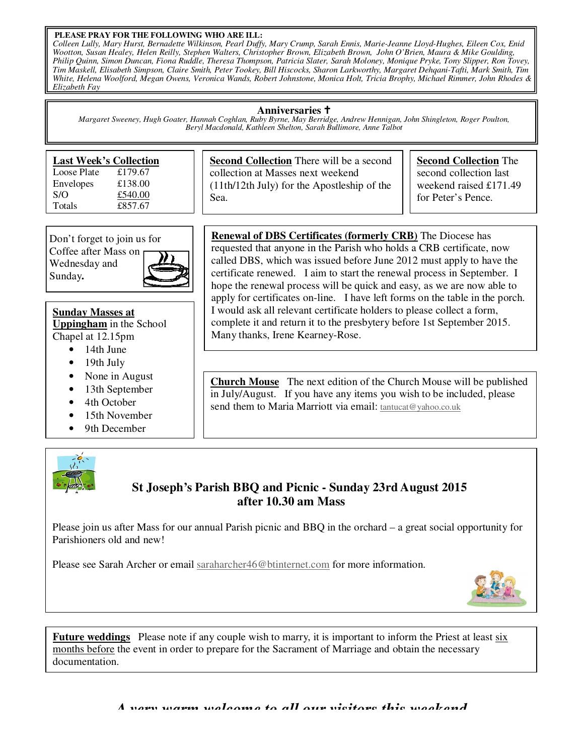**PLEASE PRAY FOR THE FOLLOWING WHO ARE ILL:**
*Colleen Lully, Mary Hurst, Bernadette Wilkinson, Pearl Duffy, Mary Crump, Sarah Ennis, Marie-Jeanne Lloyd-Hughes, Eileen Cox, Enid Wootton, Susan Healey, Helen Reilly, Stephen Walters, Christopher Brown, Elizabeth Brown, John O'Brien, Maura & Mike Goulding, Philip Quinn, Simon Duncan, Fiona Ruddle, Theresa Thompson, Patricia Slater, Sarah Moloney, Monique Pryke, Tony Slipper, Ron Tovey, Tim Maskell, Elisabeth Simpson, Claire Smith, Peter Tookey, Bill Hiscocks, Sharon Larkworthy, Margaret Dehqani-Tafti, Mark Smith, Tim White, Helena Woolford, Megan Owens, Veronica Wands, Robert Johnstone, Monica Holt, Tricia Brophy, Michael Rimmer, John Rhodes & Elizabeth Fay*

**Anniversaries ✝**
*Margaret Sweeney, Hugh Goater, Hannah Coghlan, Ruby Byrne, May Berridge, Andrew Hennigan, John Shingleton, Roger Poulton, Beryl Macdonald, Kathleen Shelton, Sarah Bullimore, Anne Talbot*

**Last Week's Collection**

| | |
|---|---|
| Loose Plate | £179.67 |
| Envelopes | £138.00 |
| S/O | £540.00 |
| Totals | £857.67 |

**Second Collection** There will be a second collection at Masses next weekend (11th/12th July) for the Apostleship of the Sea.

**Second Collection** The second collection last weekend raised £171.49 for Peter's Pence.

Don't forget to join us for Coffee after Mass on Wednesday and Sunday.

**Renewal of DBS Certificates (formerly CRB)** The Diocese has requested that anyone in the Parish who holds a CRB certificate, now called DBS, which was issued before June 2012 must apply to have the certificate renewed. I aim to start the renewal process in September. I hope the renewal process will be quick and easy, as we are now able to apply for certificates on-line. I have left forms on the table in the porch. I would ask all relevant certificate holders to please collect a form, complete it and return it to the presbytery before 1st September 2015. Many thanks, Irene Kearney-Rose.

**Sunday Masses at Uppingham** in the School Chapel at 12.15pm

- 14th June
- 19th July
- None in August
- 13th September
- 4th October
- 15th November
- 9th December

**Church Mouse** The next edition of the Church Mouse will be published in July/August. If you have any items you wish to be included, please send them to Maria Marriott via email: tantucat@yahoo.co.uk

## St Joseph's Parish BBQ and Picnic - Sunday 23rd August 2015 after 10.30 am Mass

Please join us after Mass for our annual Parish picnic and BBQ in the orchard – a great social opportunity for Parishioners old and new!

Please see Sarah Archer or email saraharcher46@btinternet.com for more information.

**Future weddings** Please note if any couple wish to marry, it is important to inform the Priest at least six months before the event in order to prepare for the Sacrament of Marriage and obtain the necessary documentation.

***A very warm welcome to all our visitors this weekend***